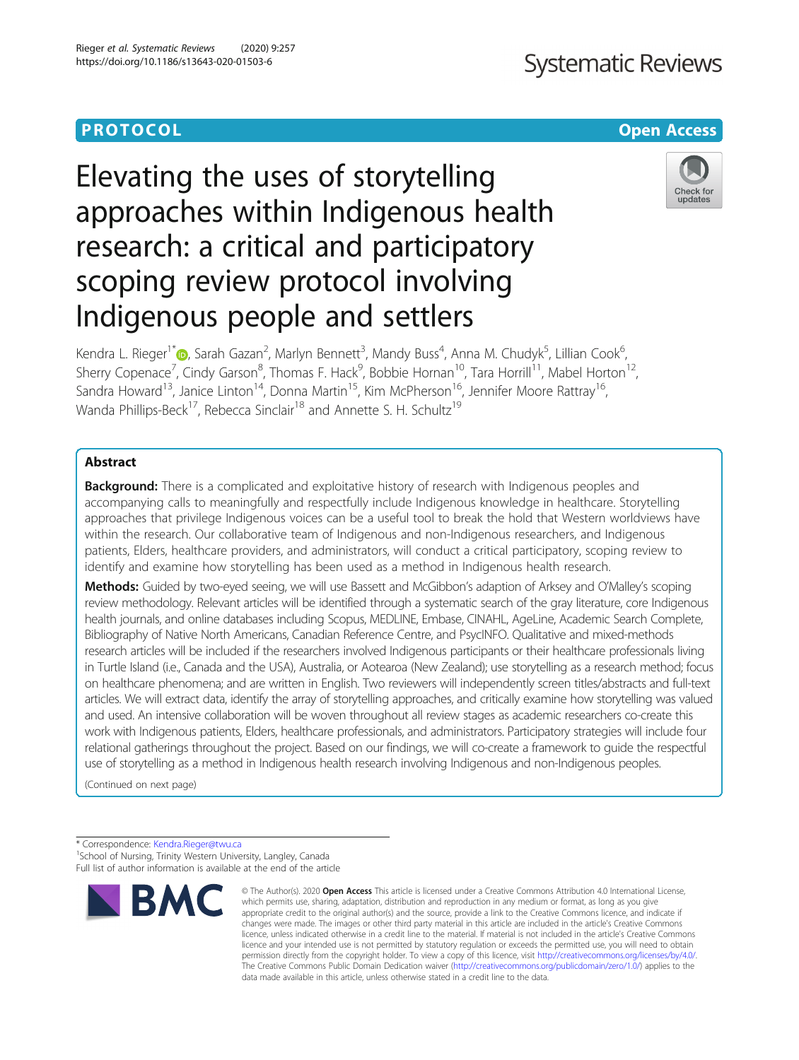PROTOCOL

Open Access

# Elevating the uses of storytelling approaches within Indigenous health research: a critical and participatory scoping review protocol involving Indigenous people and settlers

Kendra L. Rieger[1*], Sarah Gazan[2], Marlyn Bennett[3], Mandy Buss[4], Anna M. Chudyk[5], Lillian Cook[6], Sherry Copenace[7], Cindy Garson[8], Thomas F. Hack[9], Bobbie Hornan[10], Tara Horrill[11], Mabel Horton[12], Sandra Howard[13], Janice Linton[14], Donna Martin[15], Kim McPherson[16], Jennifer Moore Rattray[16], Wanda Phillips-Beck[17], Rebecca Sinclair[18] and Annette S. H. Schultz[19]

## Abstract

**Background:** There is a complicated and exploitative history of research with Indigenous peoples and accompanying calls to meaningfully and respectfully include Indigenous knowledge in healthcare. Storytelling approaches that privilege Indigenous voices can be a useful tool to break the hold that Western worldviews have within the research. Our collaborative team of Indigenous and non-Indigenous researchers, and Indigenous patients, Elders, healthcare providers, and administrators, will conduct a critical participatory, scoping review to identify and examine how storytelling has been used as a method in Indigenous health research.

**Methods:** Guided by two-eyed seeing, we will use Bassett and McGibbon's adaption of Arksey and O'Malley's scoping review methodology. Relevant articles will be identified through a systematic search of the gray literature, core Indigenous health journals, and online databases including Scopus, MEDLINE, Embase, CINAHL, AgeLine, Academic Search Complete, Bibliography of Native North Americans, Canadian Reference Centre, and PsycINFO. Qualitative and mixed-methods research articles will be included if the researchers involved Indigenous participants or their healthcare professionals living in Turtle Island (i.e., Canada and the USA), Australia, or Aotearoa (New Zealand); use storytelling as a research method; focus on healthcare phenomena; and are written in English. Two reviewers will independently screen titles/abstracts and full-text articles. We will extract data, identify the array of storytelling approaches, and critically examine how storytelling was valued and used. An intensive collaboration will be woven throughout all review stages as academic researchers co-create this work with Indigenous patients, Elders, healthcare professionals, and administrators. Participatory strategies will include four relational gatherings throughout the project. Based on our findings, we will co-create a framework to guide the respectful use of storytelling as a method in Indigenous health research involving Indigenous and non-Indigenous peoples.

(Continued on next page)

* Correspondence: Kendra.Rieger@twu.ca
[1]School of Nursing, Trinity Western University, Langley, Canada
Full list of author information is available at the end of the article

© The Author(s). 2020 **Open Access** This article is licensed under a Creative Commons Attribution 4.0 International License, which permits use, sharing, adaptation, distribution and reproduction in any medium or format, as long as you give appropriate credit to the original author(s) and the source, provide a link to the Creative Commons licence, and indicate if changes were made. The images or other third party material in this article are included in the article's Creative Commons licence, unless indicated otherwise in a credit line to the material. If material is not included in the article's Creative Commons licence and your intended use is not permitted by statutory regulation or exceeds the permitted use, you will need to obtain permission directly from the copyright holder. To view a copy of this licence, visit http://creativecommons.org/licenses/by/4.0/. The Creative Commons Public Domain Dedication waiver (http://creativecommons.org/publicdomain/zero/1.0/) applies to the data made available in this article, unless otherwise stated in a credit line to the data.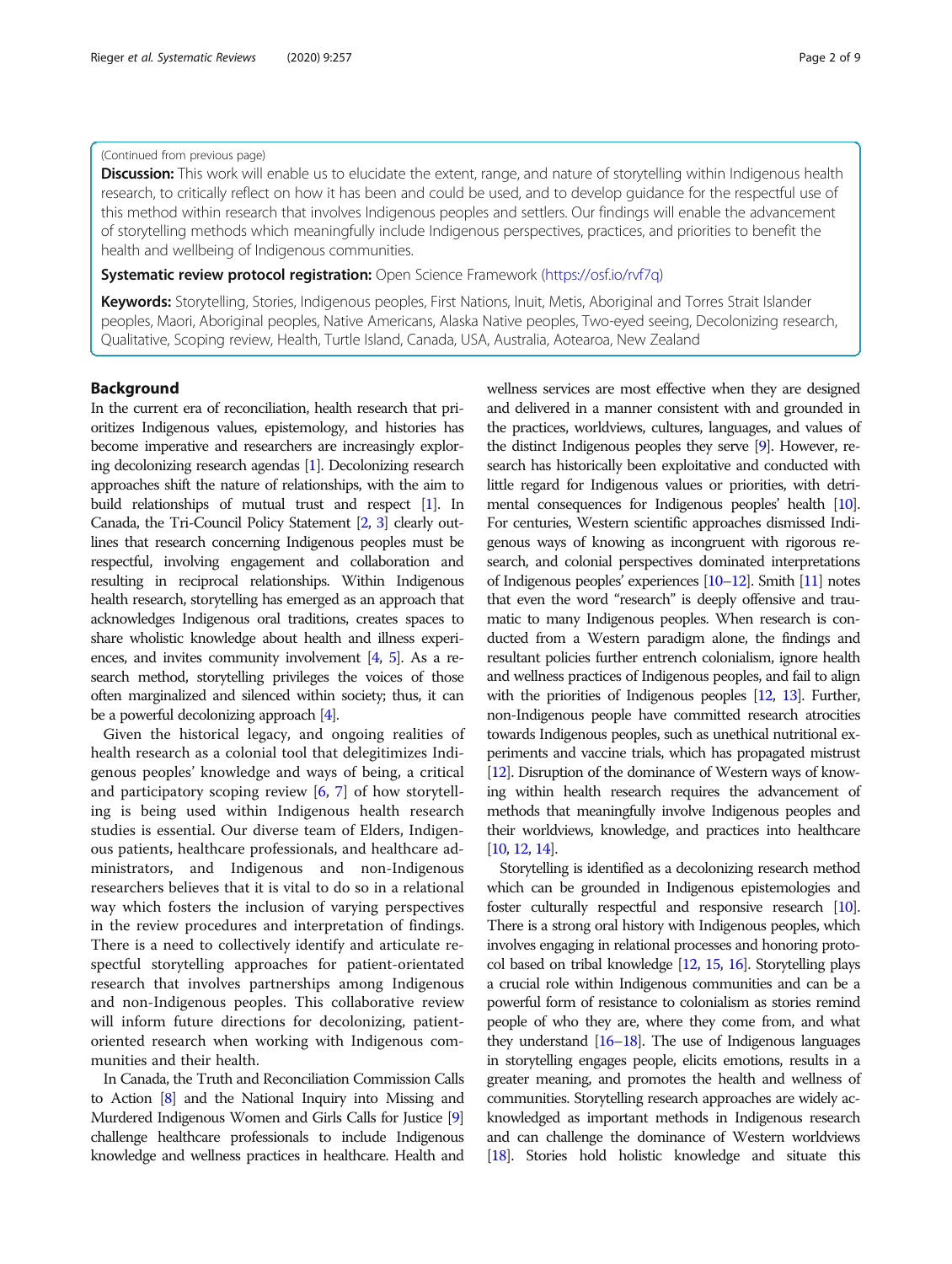(Continued from previous page)

**Discussion:** This work will enable us to elucidate the extent, range, and nature of storytelling within Indigenous health research, to critically reflect on how it has been and could be used, and to develop guidance for the respectful use of this method within research that involves Indigenous peoples and settlers. Our findings will enable the advancement of storytelling methods which meaningfully include Indigenous perspectives, practices, and priorities to benefit the health and wellbeing of Indigenous communities.

**Systematic review protocol registration:** Open Science Framework (https://osf.io/rvf7q)

**Keywords:** Storytelling, Stories, Indigenous peoples, First Nations, Inuit, Metis, Aboriginal and Torres Strait Islander peoples, Maori, Aboriginal peoples, Native Americans, Alaska Native peoples, Two-eyed seeing, Decolonizing research, Qualitative, Scoping review, Health, Turtle Island, Canada, USA, Australia, Aotearoa, New Zealand

## Background

In the current era of reconciliation, health research that prioritizes Indigenous values, epistemology, and histories has become imperative and researchers are increasingly exploring decolonizing research agendas [1]. Decolonizing research approaches shift the nature of relationships, with the aim to build relationships of mutual trust and respect [1]. In Canada, the Tri-Council Policy Statement [2, 3] clearly outlines that research concerning Indigenous peoples must be respectful, involving engagement and collaboration and resulting in reciprocal relationships. Within Indigenous health research, storytelling has emerged as an approach that acknowledges Indigenous oral traditions, creates spaces to share wholistic knowledge about health and illness experiences, and invites community involvement [4, 5]. As a research method, storytelling privileges the voices of those often marginalized and silenced within society; thus, it can be a powerful decolonizing approach [4].

Given the historical legacy, and ongoing realities of health research as a colonial tool that delegitimizes Indigenous peoples' knowledge and ways of being, a critical and participatory scoping review [6, 7] of how storytelling is being used within Indigenous health research studies is essential. Our diverse team of Elders, Indigenous patients, healthcare professionals, and healthcare administrators, and Indigenous and non-Indigenous researchers believes that it is vital to do so in a relational way which fosters the inclusion of varying perspectives in the review procedures and interpretation of findings. There is a need to collectively identify and articulate respectful storytelling approaches for patient-orientated research that involves partnerships among Indigenous and non-Indigenous peoples. This collaborative review will inform future directions for decolonizing, patient-oriented research when working with Indigenous communities and their health.

In Canada, the Truth and Reconciliation Commission Calls to Action [8] and the National Inquiry into Missing and Murdered Indigenous Women and Girls Calls for Justice [9] challenge healthcare professionals to include Indigenous knowledge and wellness practices in healthcare. Health and wellness services are most effective when they are designed and delivered in a manner consistent with and grounded in the practices, worldviews, cultures, languages, and values of the distinct Indigenous peoples they serve [9]. However, research has historically been exploitative and conducted with little regard for Indigenous values or priorities, with detrimental consequences for Indigenous peoples' health [10]. For centuries, Western scientific approaches dismissed Indigenous ways of knowing as incongruent with rigorous research, and colonial perspectives dominated interpretations of Indigenous peoples' experiences [10–12]. Smith [11] notes that even the word "research" is deeply offensive and traumatic to many Indigenous peoples. When research is conducted from a Western paradigm alone, the findings and resultant policies further entrench colonialism, ignore health and wellness practices of Indigenous peoples, and fail to align with the priorities of Indigenous peoples [12, 13]. Further, non-Indigenous people have committed research atrocities towards Indigenous peoples, such as unethical nutritional experiments and vaccine trials, which has propagated mistrust [12]. Disruption of the dominance of Western ways of knowing within health research requires the advancement of methods that meaningfully involve Indigenous peoples and their worldviews, knowledge, and practices into healthcare [10, 12, 14].

Storytelling is identified as a decolonizing research method which can be grounded in Indigenous epistemologies and foster culturally respectful and responsive research [10]. There is a strong oral history with Indigenous peoples, which involves engaging in relational processes and honoring protocol based on tribal knowledge [12, 15, 16]. Storytelling plays a crucial role within Indigenous communities and can be a powerful form of resistance to colonialism as stories remind people of who they are, where they come from, and what they understand [16–18]. The use of Indigenous languages in storytelling engages people, elicits emotions, results in a greater meaning, and promotes the health and wellness of communities. Storytelling research approaches are widely acknowledged as important methods in Indigenous research and can challenge the dominance of Western worldviews [18]. Stories hold holistic knowledge and situate this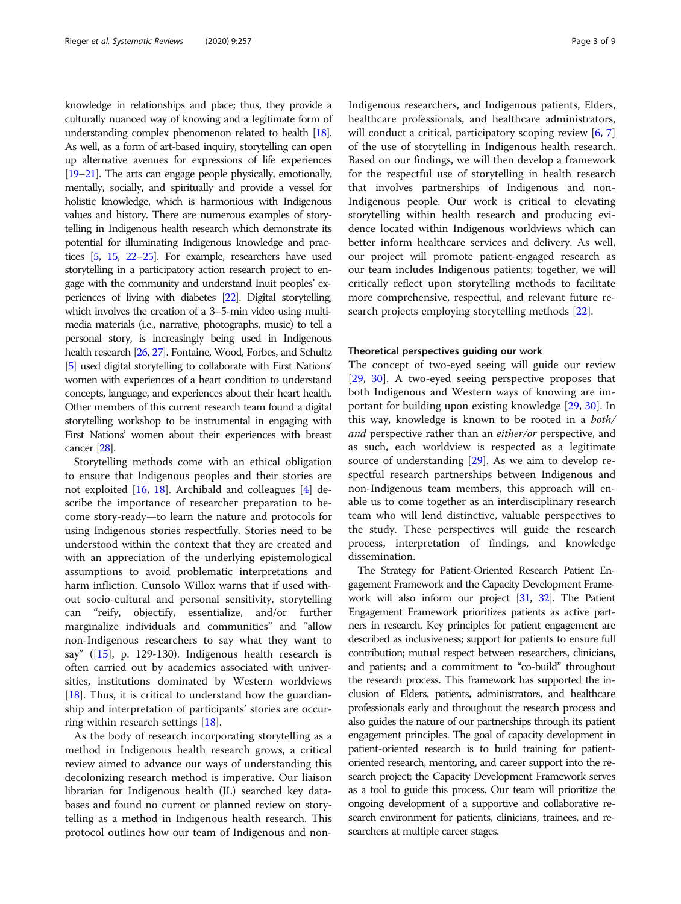knowledge in relationships and place; thus, they provide a culturally nuanced way of knowing and a legitimate form of understanding complex phenomenon related to health [18]. As well, as a form of art-based inquiry, storytelling can open up alternative avenues for expressions of life experiences [19–21]. The arts can engage people physically, emotionally, mentally, socially, and spiritually and provide a vessel for holistic knowledge, which is harmonious with Indigenous values and history. There are numerous examples of storytelling in Indigenous health research which demonstrate its potential for illuminating Indigenous knowledge and practices [5, 15, 22–25]. For example, researchers have used storytelling in a participatory action research project to engage with the community and understand Inuit peoples' experiences of living with diabetes [22]. Digital storytelling, which involves the creation of a 3–5-min video using multimedia materials (i.e., narrative, photographs, music) to tell a personal story, is increasingly being used in Indigenous health research [26, 27]. Fontaine, Wood, Forbes, and Schultz [5] used digital storytelling to collaborate with First Nations' women with experiences of a heart condition to understand concepts, language, and experiences about their heart health. Other members of this current research team found a digital storytelling workshop to be instrumental in engaging with First Nations' women about their experiences with breast cancer [28].

Storytelling methods come with an ethical obligation to ensure that Indigenous peoples and their stories are not exploited [16, 18]. Archibald and colleagues [4] describe the importance of researcher preparation to become story-ready—to learn the nature and protocols for using Indigenous stories respectfully. Stories need to be understood within the context that they are created and with an appreciation of the underlying epistemological assumptions to avoid problematic interpretations and harm infliction. Cunsolo Willox warns that if used without socio-cultural and personal sensitivity, storytelling can "reify, objectify, essentialize, and/or further marginalize individuals and communities" and "allow non-Indigenous researchers to say what they want to say" ([15], p. 129-130). Indigenous health research is often carried out by academics associated with universities, institutions dominated by Western worldviews [18]. Thus, it is critical to understand how the guardianship and interpretation of participants' stories are occurring within research settings [18].

As the body of research incorporating storytelling as a method in Indigenous health research grows, a critical review aimed to advance our ways of understanding this decolonizing research method is imperative. Our liaison librarian for Indigenous health (JL) searched key databases and found no current or planned review on storytelling as a method in Indigenous health research. This protocol outlines how our team of Indigenous and non-Indigenous researchers, and Indigenous patients, Elders, healthcare professionals, and healthcare administrators, will conduct a critical, participatory scoping review [6, 7] of the use of storytelling in Indigenous health research. Based on our findings, we will then develop a framework for the respectful use of storytelling in health research that involves partnerships of Indigenous and non-Indigenous people. Our work is critical to elevating storytelling within health research and producing evidence located within Indigenous worldviews which can better inform healthcare services and delivery. As well, our project will promote patient-engaged research as our team includes Indigenous patients; together, we will critically reflect upon storytelling methods to facilitate more comprehensive, respectful, and relevant future research projects employing storytelling methods [22].

### Theoretical perspectives guiding our work

The concept of two-eyed seeing will guide our review [29, 30]. A two-eyed seeing perspective proposes that both Indigenous and Western ways of knowing are important for building upon existing knowledge [29, 30]. In this way, knowledge is known to be rooted in a *both/and* perspective rather than an *either/or* perspective, and as such, each worldview is respected as a legitimate source of understanding [29]. As we aim to develop respectful research partnerships between Indigenous and non-Indigenous team members, this approach will enable us to come together as an interdisciplinary research team who will lend distinctive, valuable perspectives to the study. These perspectives will guide the research process, interpretation of findings, and knowledge dissemination.

The Strategy for Patient-Oriented Research Patient Engagement Framework and the Capacity Development Framework will also inform our project [31, 32]. The Patient Engagement Framework prioritizes patients as active partners in research. Key principles for patient engagement are described as inclusiveness; support for patients to ensure full contribution; mutual respect between researchers, clinicians, and patients; and a commitment to "co-build" throughout the research process. This framework has supported the inclusion of Elders, patients, administrators, and healthcare professionals early and throughout the research process and also guides the nature of our partnerships through its patient engagement principles. The goal of capacity development in patient-oriented research is to build training for patient-oriented research, mentoring, and career support into the research project; the Capacity Development Framework serves as a tool to guide this process. Our team will prioritize the ongoing development of a supportive and collaborative research environment for patients, clinicians, trainees, and researchers at multiple career stages.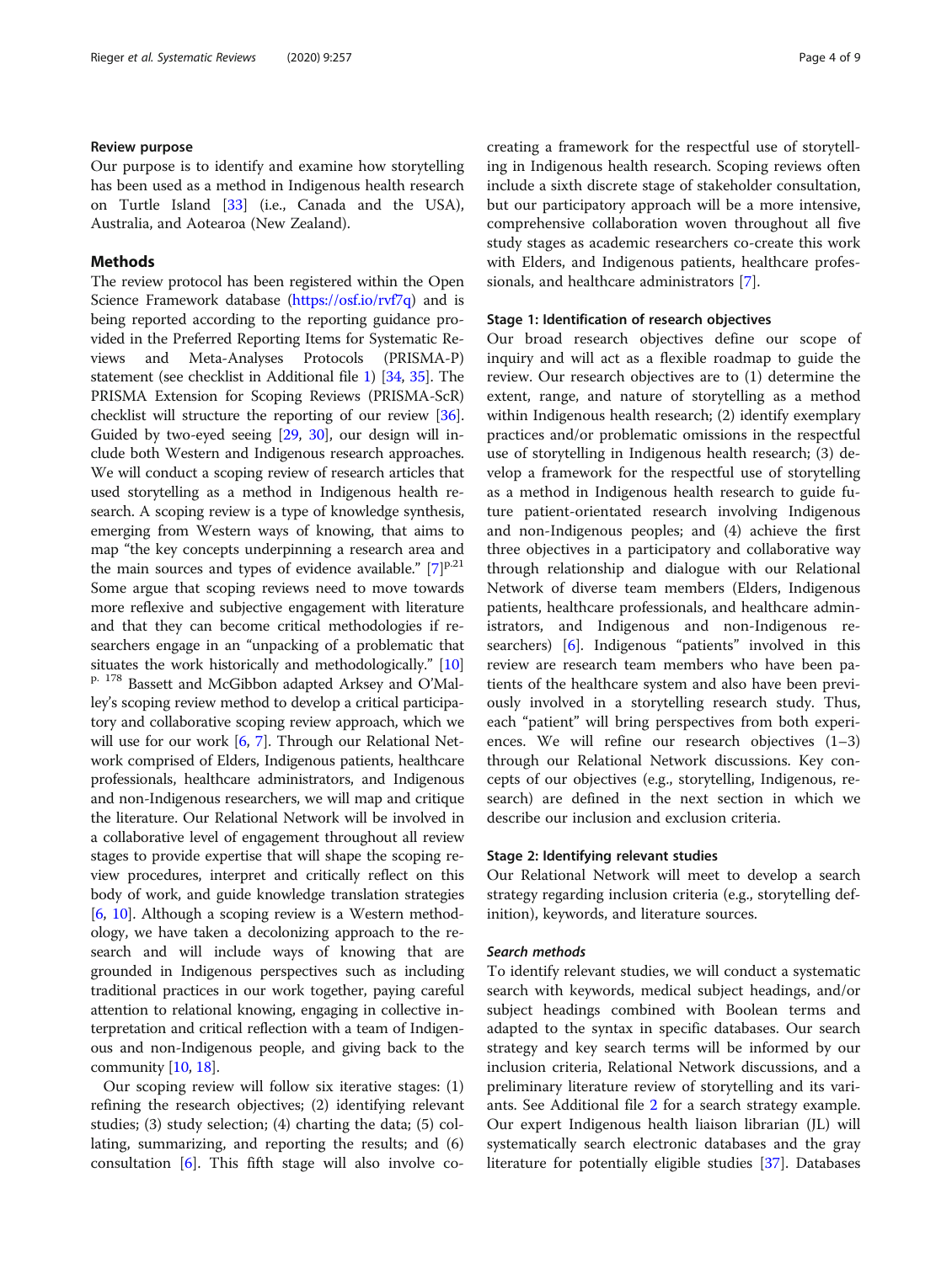### Review purpose

Our purpose is to identify and examine how storytelling has been used as a method in Indigenous health research on Turtle Island [33] (i.e., Canada and the USA), Australia, and Aotearoa (New Zealand).

## Methods

The review protocol has been registered within the Open Science Framework database (https://osf.io/rvf7q) and is being reported according to the reporting guidance provided in the Preferred Reporting Items for Systematic Reviews and Meta-Analyses Protocols (PRISMA-P) statement (see checklist in Additional file 1) [34, 35]. The PRISMA Extension for Scoping Reviews (PRISMA-ScR) checklist will structure the reporting of our review [36]. Guided by two-eyed seeing [29, 30], our design will include both Western and Indigenous research approaches. We will conduct a scoping review of research articles that used storytelling as a method in Indigenous health research. A scoping review is a type of knowledge synthesis, emerging from Western ways of knowing, that aims to map "the key concepts underpinning a research area and the main sources and types of evidence available." [7][p.21] Some argue that scoping reviews need to move towards more reflexive and subjective engagement with literature and that they can become critical methodologies if researchers engage in an "unpacking of a problematic that situates the work historically and methodologically." [10][p. 178] Bassett and McGibbon adapted Arksey and O'Malley's scoping review method to develop a critical participatory and collaborative scoping review approach, which we will use for our work [6, 7]. Through our Relational Network comprised of Elders, Indigenous patients, healthcare professionals, healthcare administrators, and Indigenous and non-Indigenous researchers, we will map and critique the literature. Our Relational Network will be involved in a collaborative level of engagement throughout all review stages to provide expertise that will shape the scoping review procedures, interpret and critically reflect on this body of work, and guide knowledge translation strategies [6, 10]. Although a scoping review is a Western methodology, we have taken a decolonizing approach to the research and will include ways of knowing that are grounded in Indigenous perspectives such as including traditional practices in our work together, paying careful attention to relational knowing, engaging in collective interpretation and critical reflection with a team of Indigenous and non-Indigenous people, and giving back to the community [10, 18].

Our scoping review will follow six iterative stages: (1) refining the research objectives; (2) identifying relevant studies; (3) study selection; (4) charting the data; (5) collating, summarizing, and reporting the results; and (6) consultation [6]. This fifth stage will also involve co-creating a framework for the respectful use of storytelling in Indigenous health research. Scoping reviews often include a sixth discrete stage of stakeholder consultation, but our participatory approach will be a more intensive, comprehensive collaboration woven throughout all five study stages as academic researchers co-create this work with Elders, and Indigenous patients, healthcare professionals, and healthcare administrators [7].

### Stage 1: Identification of research objectives

Our broad research objectives define our scope of inquiry and will act as a flexible roadmap to guide the review. Our research objectives are to (1) determine the extent, range, and nature of storytelling as a method within Indigenous health research; (2) identify exemplary practices and/or problematic omissions in the respectful use of storytelling in Indigenous health research; (3) develop a framework for the respectful use of storytelling as a method in Indigenous health research to guide future patient-orientated research involving Indigenous and non-Indigenous peoples; and (4) achieve the first three objectives in a participatory and collaborative way through relationship and dialogue with our Relational Network of diverse team members (Elders, Indigenous patients, healthcare professionals, and healthcare administrators, and Indigenous and non-Indigenous researchers) [6]. Indigenous "patients" involved in this review are research team members who have been patients of the healthcare system and also have been previously involved in a storytelling research study. Thus, each "patient" will bring perspectives from both experiences. We will refine our research objectives (1–3) through our Relational Network discussions. Key concepts of our objectives (e.g., storytelling, Indigenous, research) are defined in the next section in which we describe our inclusion and exclusion criteria.

### Stage 2: Identifying relevant studies

Our Relational Network will meet to develop a search strategy regarding inclusion criteria (e.g., storytelling definition), keywords, and literature sources.

#### *Search methods*

To identify relevant studies, we will conduct a systematic search with keywords, medical subject headings, and/or subject headings combined with Boolean terms and adapted to the syntax in specific databases. Our search strategy and key search terms will be informed by our inclusion criteria, Relational Network discussions, and a preliminary literature review of storytelling and its variants. See Additional file 2 for a search strategy example. Our expert Indigenous health liaison librarian (JL) will systematically search electronic databases and the gray literature for potentially eligible studies [37]. Databases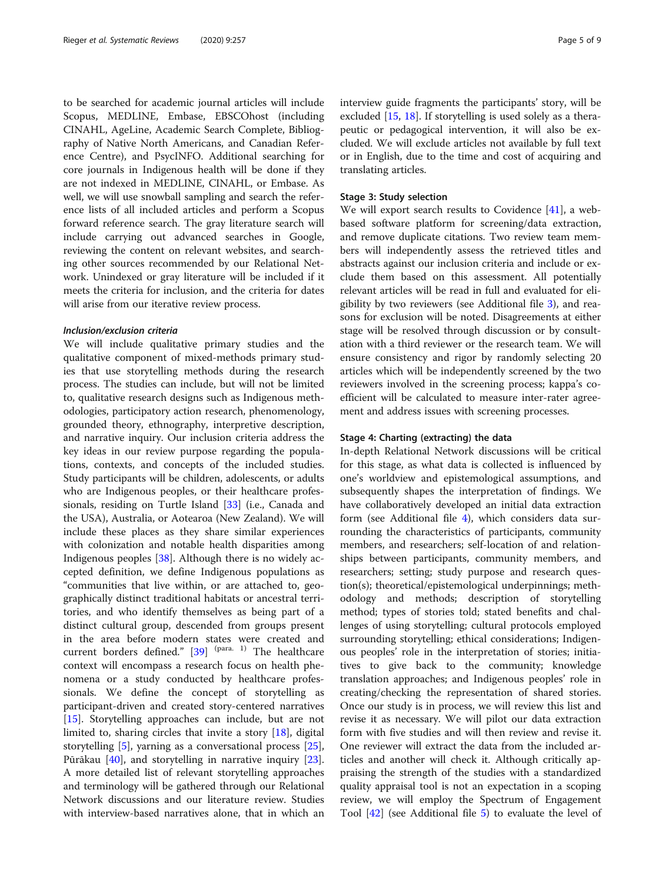to be searched for academic journal articles will include Scopus, MEDLINE, Embase, EBSCOhost (including CINAHL, AgeLine, Academic Search Complete, Bibliography of Native North Americans, and Canadian Reference Centre), and PsycINFO. Additional searching for core journals in Indigenous health will be done if they are not indexed in MEDLINE, CINAHL, or Embase. As well, we will use snowball sampling and search the reference lists of all included articles and perform a Scopus forward reference search. The gray literature search will include carrying out advanced searches in Google, reviewing the content on relevant websites, and searching other sources recommended by our Relational Network. Unindexed or gray literature will be included if it meets the criteria for inclusion, and the criteria for dates will arise from our iterative review process.

#### *Inclusion/exclusion criteria*

We will include qualitative primary studies and the qualitative component of mixed-methods primary studies that use storytelling methods during the research process. The studies can include, but will not be limited to, qualitative research designs such as Indigenous methodologies, participatory action research, phenomenology, grounded theory, ethnography, interpretive description, and narrative inquiry. Our inclusion criteria address the key ideas in our review purpose regarding the populations, contexts, and concepts of the included studies. Study participants will be children, adolescents, or adults who are Indigenous peoples, or their healthcare professionals, residing on Turtle Island [33] (i.e., Canada and the USA), Australia, or Aotearoa (New Zealand). We will include these places as they share similar experiences with colonization and notable health disparities among Indigenous peoples [38]. Although there is no widely accepted definition, we define Indigenous populations as "communities that live within, or are attached to, geographically distinct traditional habitats or ancestral territories, and who identify themselves as being part of a distinct cultural group, descended from groups present in the area before modern states were created and current borders defined." [39] [para. 1] The healthcare context will encompass a research focus on health phenomena or a study conducted by healthcare professionals. We define the concept of storytelling as participant-driven and created story-centered narratives [15]. Storytelling approaches can include, but are not limited to, sharing circles that invite a story [18], digital storytelling [5], yarning as a conversational process [25], Pūrākau [40], and storytelling in narrative inquiry [23]. A more detailed list of relevant storytelling approaches and terminology will be gathered through our Relational Network discussions and our literature review. Studies with interview-based narratives alone, that in which an interview guide fragments the participants' story, will be excluded [15, 18]. If storytelling is used solely as a therapeutic or pedagogical intervention, it will also be excluded. We will exclude articles not available by full text or in English, due to the time and cost of acquiring and translating articles.

### Stage 3: Study selection

We will export search results to Covidence [41], a web-based software platform for screening/data extraction, and remove duplicate citations. Two review team members will independently assess the retrieved titles and abstracts against our inclusion criteria and include or exclude them based on this assessment. All potentially relevant articles will be read in full and evaluated for eligibility by two reviewers (see Additional file 3), and reasons for exclusion will be noted. Disagreements at either stage will be resolved through discussion or by consultation with a third reviewer or the research team. We will ensure consistency and rigor by randomly selecting 20 articles which will be independently screened by the two reviewers involved in the screening process; kappa's coefficient will be calculated to measure inter-rater agreement and address issues with screening processes.

### Stage 4: Charting (extracting) the data

In-depth Relational Network discussions will be critical for this stage, as what data is collected is influenced by one's worldview and epistemological assumptions, and subsequently shapes the interpretation of findings. We have collaboratively developed an initial data extraction form (see Additional file 4), which considers data surrounding the characteristics of participants, community members, and researchers; self-location of and relationships between participants, community members, and researchers; setting; study purpose and research question(s); theoretical/epistemological underpinnings; methodology and methods; description of storytelling method; types of stories told; stated benefits and challenges of using storytelling; cultural protocols employed surrounding storytelling; ethical considerations; Indigenous peoples' role in the interpretation of stories; initiatives to give back to the community; knowledge translation approaches; and Indigenous peoples' role in creating/checking the representation of shared stories. Once our study is in process, we will review this list and revise it as necessary. We will pilot our data extraction form with five studies and will then review and revise it. One reviewer will extract the data from the included articles and another will check it. Although critically appraising the strength of the studies with a standardized quality appraisal tool is not an expectation in a scoping review, we will employ the Spectrum of Engagement Tool [42] (see Additional file 5) to evaluate the level of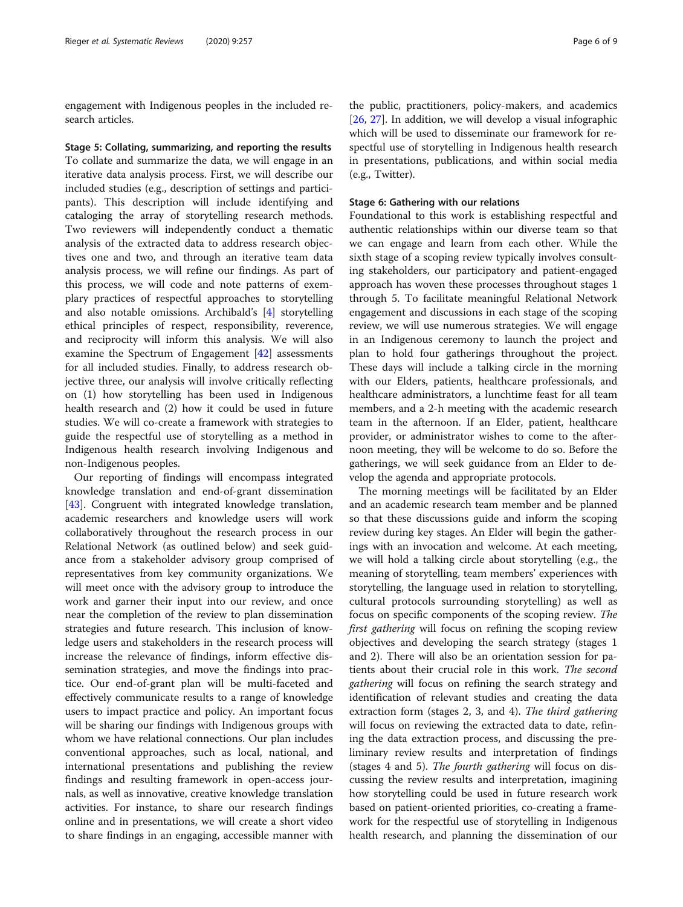engagement with Indigenous peoples in the included research articles.

### Stage 5: Collating, summarizing, and reporting the results

To collate and summarize the data, we will engage in an iterative data analysis process. First, we will describe our included studies (e.g., description of settings and participants). This description will include identifying and cataloging the array of storytelling research methods. Two reviewers will independently conduct a thematic analysis of the extracted data to address research objectives one and two, and through an iterative team data analysis process, we will refine our findings. As part of this process, we will code and note patterns of exemplary practices of respectful approaches to storytelling and also notable omissions. Archibald's [4] storytelling ethical principles of respect, responsibility, reverence, and reciprocity will inform this analysis. We will also examine the Spectrum of Engagement [42] assessments for all included studies. Finally, to address research objective three, our analysis will involve critically reflecting on (1) how storytelling has been used in Indigenous health research and (2) how it could be used in future studies. We will co-create a framework with strategies to guide the respectful use of storytelling as a method in Indigenous health research involving Indigenous and non-Indigenous peoples.

Our reporting of findings will encompass integrated knowledge translation and end-of-grant dissemination [43]. Congruent with integrated knowledge translation, academic researchers and knowledge users will work collaboratively throughout the research process in our Relational Network (as outlined below) and seek guidance from a stakeholder advisory group comprised of representatives from key community organizations. We will meet once with the advisory group to introduce the work and garner their input into our review, and once near the completion of the review to plan dissemination strategies and future research. This inclusion of knowledge users and stakeholders in the research process will increase the relevance of findings, inform effective dissemination strategies, and move the findings into practice. Our end-of-grant plan will be multi-faceted and effectively communicate results to a range of knowledge users to impact practice and policy. An important focus will be sharing our findings with Indigenous groups with whom we have relational connections. Our plan includes conventional approaches, such as local, national, and international presentations and publishing the review findings and resulting framework in open-access journals, as well as innovative, creative knowledge translation activities. For instance, to share our research findings online and in presentations, we will create a short video to share findings in an engaging, accessible manner with the public, practitioners, policy-makers, and academics [26, 27]. In addition, we will develop a visual infographic which will be used to disseminate our framework for respectful use of storytelling in Indigenous health research in presentations, publications, and within social media (e.g., Twitter).

### Stage 6: Gathering with our relations

Foundational to this work is establishing respectful and authentic relationships within our diverse team so that we can engage and learn from each other. While the sixth stage of a scoping review typically involves consulting stakeholders, our participatory and patient-engaged approach has woven these processes throughout stages 1 through 5. To facilitate meaningful Relational Network engagement and discussions in each stage of the scoping review, we will use numerous strategies. We will engage in an Indigenous ceremony to launch the project and plan to hold four gatherings throughout the project. These days will include a talking circle in the morning with our Elders, patients, healthcare professionals, and healthcare administrators, a lunchtime feast for all team members, and a 2-h meeting with the academic research team in the afternoon. If an Elder, patient, healthcare provider, or administrator wishes to come to the afternoon meeting, they will be welcome to do so. Before the gatherings, we will seek guidance from an Elder to develop the agenda and appropriate protocols.

The morning meetings will be facilitated by an Elder and an academic research team member and be planned so that these discussions guide and inform the scoping review during key stages. An Elder will begin the gatherings with an invocation and welcome. At each meeting, we will hold a talking circle about storytelling (e.g., the meaning of storytelling, team members' experiences with storytelling, the language used in relation to storytelling, cultural protocols surrounding storytelling) as well as focus on specific components of the scoping review. *The first gathering* will focus on refining the scoping review objectives and developing the search strategy (stages 1 and 2). There will also be an orientation session for patients about their crucial role in this work. *The second gathering* will focus on refining the search strategy and identification of relevant studies and creating the data extraction form (stages 2, 3, and 4). *The third gathering* will focus on reviewing the extracted data to date, refining the data extraction process, and discussing the preliminary review results and interpretation of findings (stages 4 and 5). *The fourth gathering* will focus on discussing the review results and interpretation, imagining how storytelling could be used in future research work based on patient-oriented priorities, co-creating a framework for the respectful use of storytelling in Indigenous health research, and planning the dissemination of our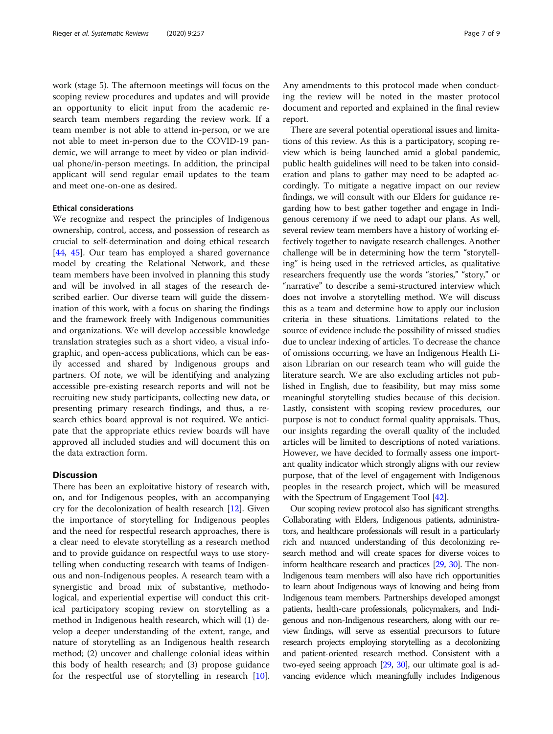work (stage 5). The afternoon meetings will focus on the scoping review procedures and updates and will provide an opportunity to elicit input from the academic research team members regarding the review work. If a team member is not able to attend in-person, or we are not able to meet in-person due to the COVID-19 pandemic, we will arrange to meet by video or plan individual phone/in-person meetings. In addition, the principal applicant will send regular email updates to the team and meet one-on-one as desired.

### Ethical considerations

We recognize and respect the principles of Indigenous ownership, control, access, and possession of research as crucial to self-determination and doing ethical research [44, 45]. Our team has employed a shared governance model by creating the Relational Network, and these team members have been involved in planning this study and will be involved in all stages of the research described earlier. Our diverse team will guide the dissemination of this work, with a focus on sharing the findings and the framework freely with Indigenous communities and organizations. We will develop accessible knowledge translation strategies such as a short video, a visual infographic, and open-access publications, which can be easily accessed and shared by Indigenous groups and partners. Of note, we will be identifying and analyzing accessible pre-existing research reports and will not be recruiting new study participants, collecting new data, or presenting primary research findings, and thus, a research ethics board approval is not required. We anticipate that the appropriate ethics review boards will have approved all included studies and will document this on the data extraction form.

## Discussion

There has been an exploitative history of research with, on, and for Indigenous peoples, with an accompanying cry for the decolonization of health research [12]. Given the importance of storytelling for Indigenous peoples and the need for respectful research approaches, there is a clear need to elevate storytelling as a research method and to provide guidance on respectful ways to use storytelling when conducting research with teams of Indigenous and non-Indigenous peoples. A research team with a synergistic and broad mix of substantive, methodological, and experiential expertise will conduct this critical participatory scoping review on storytelling as a method in Indigenous health research, which will (1) develop a deeper understanding of the extent, range, and nature of storytelling as an Indigenous health research method; (2) uncover and challenge colonial ideas within this body of health research; and (3) propose guidance for the respectful use of storytelling in research [10]. Any amendments to this protocol made when conducting the review will be noted in the master protocol document and reported and explained in the final review report.

There are several potential operational issues and limitations of this review. As this is a participatory, scoping review which is being launched amid a global pandemic, public health guidelines will need to be taken into consideration and plans to gather may need to be adapted accordingly. To mitigate a negative impact on our review findings, we will consult with our Elders for guidance regarding how to best gather together and engage in Indigenous ceremony if we need to adapt our plans. As well, several review team members have a history of working effectively together to navigate research challenges. Another challenge will be in determining how the term "storytelling" is being used in the retrieved articles, as qualitative researchers frequently use the words "stories," "story," or "narrative" to describe a semi-structured interview which does not involve a storytelling method. We will discuss this as a team and determine how to apply our inclusion criteria in these situations. Limitations related to the source of evidence include the possibility of missed studies due to unclear indexing of articles. To decrease the chance of omissions occurring, we have an Indigenous Health Liaison Librarian on our research team who will guide the literature search. We are also excluding articles not published in English, due to feasibility, but may miss some meaningful storytelling studies because of this decision. Lastly, consistent with scoping review procedures, our purpose is not to conduct formal quality appraisals. Thus, our insights regarding the overall quality of the included articles will be limited to descriptions of noted variations. However, we have decided to formally assess one important quality indicator which strongly aligns with our review purpose, that of the level of engagement with Indigenous peoples in the research project, which will be measured with the Spectrum of Engagement Tool [42].

Our scoping review protocol also has significant strengths. Collaborating with Elders, Indigenous patients, administrators, and healthcare professionals will result in a particularly rich and nuanced understanding of this decolonizing research method and will create spaces for diverse voices to inform healthcare research and practices [29, 30]. The non-Indigenous team members will also have rich opportunities to learn about Indigenous ways of knowing and being from Indigenous team members. Partnerships developed amongst patients, health-care professionals, policymakers, and Indigenous and non-Indigenous researchers, along with our review findings, will serve as essential precursors to future research projects employing storytelling as a decolonizing and patient-oriented research method. Consistent with a two-eyed seeing approach [29, 30], our ultimate goal is advancing evidence which meaningfully includes Indigenous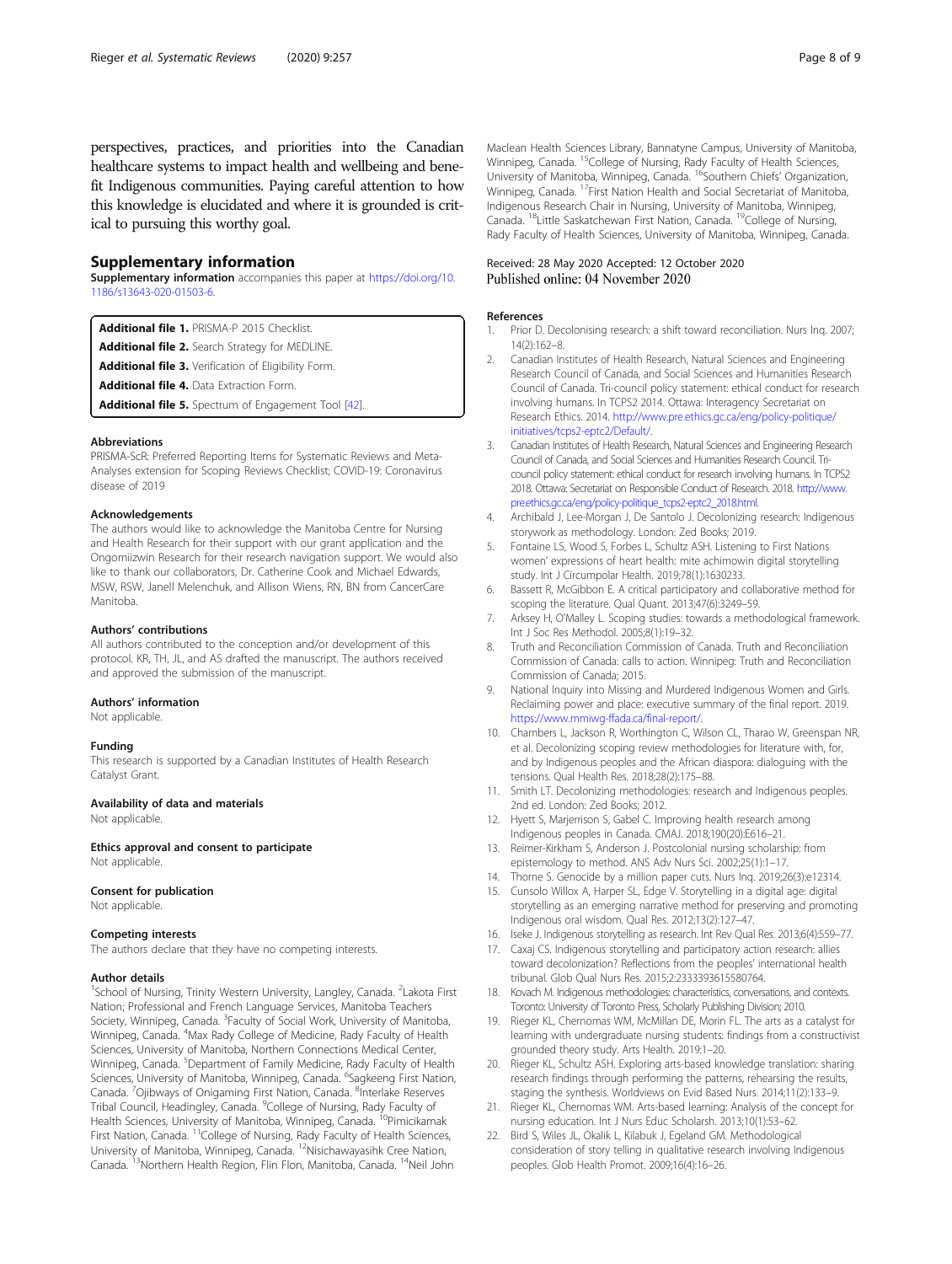perspectives, practices, and priorities into the Canadian healthcare systems to impact health and wellbeing and benefit Indigenous communities. Paying careful attention to how this knowledge is elucidated and where it is grounded is critical to pursuing this worthy goal.

## Supplementary information

**Supplementary information** accompanies this paper at https://doi.org/10.1186/s13643-020-01503-6.

**Additional file 1.** PRISMA-P 2015 Checklist.
**Additional file 2.** Search Strategy for MEDLINE.
**Additional file 3.** Verification of Eligibility Form.
**Additional file 4.** Data Extraction Form.
**Additional file 5.** Spectrum of Engagement Tool [42].

### Abbreviations

PRISMA-ScR: Preferred Reporting Items for Systematic Reviews and Meta-Analyses extension for Scoping Reviews Checklist; COVID-19: Coronavirus disease of 2019

### Acknowledgements

The authors would like to acknowledge the Manitoba Centre for Nursing and Health Research for their support with our grant application and the Ongomiizwin Research for their research navigation support. We would also like to thank our collaborators, Dr. Catherine Cook and Michael Edwards, MSW, RSW, Janell Melenchuk, and Allison Wiens, RN, BN from CancerCare Manitoba.

### Authors' contributions

All authors contributed to the conception and/or development of this protocol. KR, TH, JL, and AS drafted the manuscript. The authors received and approved the submission of the manuscript.

### Authors' information

Not applicable.

### Funding

This research is supported by a Canadian Institutes of Health Research Catalyst Grant.

### Availability of data and materials

Not applicable.

### Ethics approval and consent to participate

Not applicable.

### Consent for publication

Not applicable.

### Competing interests

The authors declare that they have no competing interests.

### Author details

[1]School of Nursing, Trinity Western University, Langley, Canada. [2]Lakota First Nation; Professional and French Language Services, Manitoba Teachers Society, Winnipeg, Canada. [3]Faculty of Social Work, University of Manitoba, Winnipeg, Canada. [4]Max Rady College of Medicine, Rady Faculty of Health Sciences, University of Manitoba, Northern Connections Medical Center, Winnipeg, Canada. [5]Department of Family Medicine, Rady Faculty of Health Sciences, University of Manitoba, Winnipeg, Canada. [6]Sagkeeng First Nation, Canada. [7]Ojibways of Onigaming First Nation, Canada. [8]Interlake Reserves Tribal Council, Headingley, Canada. [9]College of Nursing, Rady Faculty of Health Sciences, University of Manitoba, Winnipeg, Canada. [10]Pimicikamak First Nation, Canada. [11]College of Nursing, Rady Faculty of Health Sciences, University of Manitoba, Winnipeg, Canada. [12]Nisichawayasihk Cree Nation, Canada. [13]Northern Health Region, Flin Flon, Manitoba, Canada. [14]Neil John Maclean Health Sciences Library, Bannatyne Campus, University of Manitoba, Winnipeg, Canada. [15]College of Nursing, Rady Faculty of Health Sciences, University of Manitoba, Winnipeg, Canada. [16]Southern Chiefs' Organization, Winnipeg, Canada. [17]First Nation Health and Social Secretariat of Manitoba, Indigenous Research Chair in Nursing, University of Manitoba, Winnipeg, Canada. [18]Little Saskatchewan First Nation, Canada. [19]College of Nursing, Rady Faculty of Health Sciences, University of Manitoba, Winnipeg, Canada.

Received: 28 May 2020 Accepted: 12 October 2020
Published online: 04 November 2020

### References

1. Prior D. Decolonising research: a shift toward reconciliation. Nurs Inq. 2007; 14(2):162–8.
2. Canadian Institutes of Health Research, Natural Sciences and Engineering Research Council of Canada, and Social Sciences and Humanities Research Council of Canada. Tri-council policy statement: ethical conduct for research involving humans. In TCPS2 2014. Ottawa: Interagency Secretariat on Research Ethics. 2014. http://www.pre.ethics.gc.ca/eng/policy-politique/initiatives/tcps2-eptc2/Default/.
3. Canadian Institutes of Health Research, Natural Sciences and Engineering Research Council of Canada, and Social Sciences and Humanities Research Council. Tri-council policy statement: ethical conduct for research involving humans. In TCPS2 2018. Ottawa: Secretariat on Responsible Conduct of Research. 2018. http://www.pre.ethics.gc.ca/eng/policy-politique_tcps2-eptc2_2018.html.
4. Archibald J, Lee-Morgan J, De Santolo J. Decolonizing research: Indigenous storywork as methodology. London: Zed Books; 2019.
5. Fontaine LS, Wood S, Forbes L, Schultz ASH. Listening to First Nations women' expressions of heart health: mite achimowin digital storytelling study. Int J Circumpolar Health. 2019;78(1):1630233.
6. Bassett R, McGibbon E. A critical participatory and collaborative method for scoping the literature. Qual Quant. 2013;47(6):3249–59.
7. Arksey H, O'Malley L. Scoping studies: towards a methodological framework. Int J Soc Res Methodol. 2005;8(1):19–32.
8. Truth and Reconciliation Commission of Canada. Truth and Reconciliation Commission of Canada: calls to action. Winnipeg: Truth and Reconciliation Commission of Canada; 2015.
9. National Inquiry into Missing and Murdered Indigenous Women and Girls. Reclaiming power and place: executive summary of the final report. 2019. https://www.mmiwg-ffada.ca/final-report/.
10. Chambers L, Jackson R, Worthington C, Wilson CL, Tharao W, Greenspan NR, et al. Decolonizing scoping review methodologies for literature with, for, and by Indigenous peoples and the African diaspora: dialoguing with the tensions. Qual Health Res. 2018;28(2):175–88.
11. Smith LT. Decolonizing methodologies: research and Indigenous peoples. 2nd ed. London: Zed Books; 2012.
12. Hyett S, Marjerrison S, Gabel C. Improving health research among Indigenous peoples in Canada. CMAJ. 2018;190(20):E616–21.
13. Reimer-Kirkham S, Anderson J. Postcolonial nursing scholarship: from epistemology to method. ANS Adv Nurs Sci. 2002;25(1):1–17.
14. Thorne S. Genocide by a million paper cuts. Nurs Inq. 2019;26(3):e12314.
15. Cunsolo Willox A, Harper SL, Edge V. Storytelling in a digital age: digital storytelling as an emerging narrative method for preserving and promoting Indigenous oral wisdom. Qual Res. 2012;13(2):127–47.
16. Iseke J. Indigenous storytelling as research. Int Rev Qual Res. 2013;6(4):559–77.
17. Caxaj CS. Indigenous storytelling and participatory action research: allies toward decolonization? Reflections from the peoples' international health tribunal. Glob Qual Nurs Res. 2015;2:2333393615580764.
18. Kovach M. Indigenous methodologies: characteristics, conversations, and contexts. Toronto: University of Toronto Press, Scholarly Publishing Division; 2010.
19. Rieger KL, Chernomas WM, McMillan DE, Morin FL. The arts as a catalyst for learning with undergraduate nursing students: findings from a constructivist grounded theory study. Arts Health. 2019:1–20.
20. Rieger KL, Schultz ASH. Exploring arts-based knowledge translation: sharing research findings through performing the patterns, rehearsing the results, staging the synthesis. Worldviews on Evid Based Nurs. 2014;11(2):133–9.
21. Rieger KL, Chernomas WM. Arts-based learning: Analysis of the concept for nursing education. Int J Nurs Educ Scholarsh. 2013;10(1):53–62.
22. Bird S, Wiles JL, Okalik L, Kilabuk J, Egeland GM. Methodological consideration of story telling in qualitative research involving Indigenous peoples. Glob Health Promot. 2009;16(4):16–26.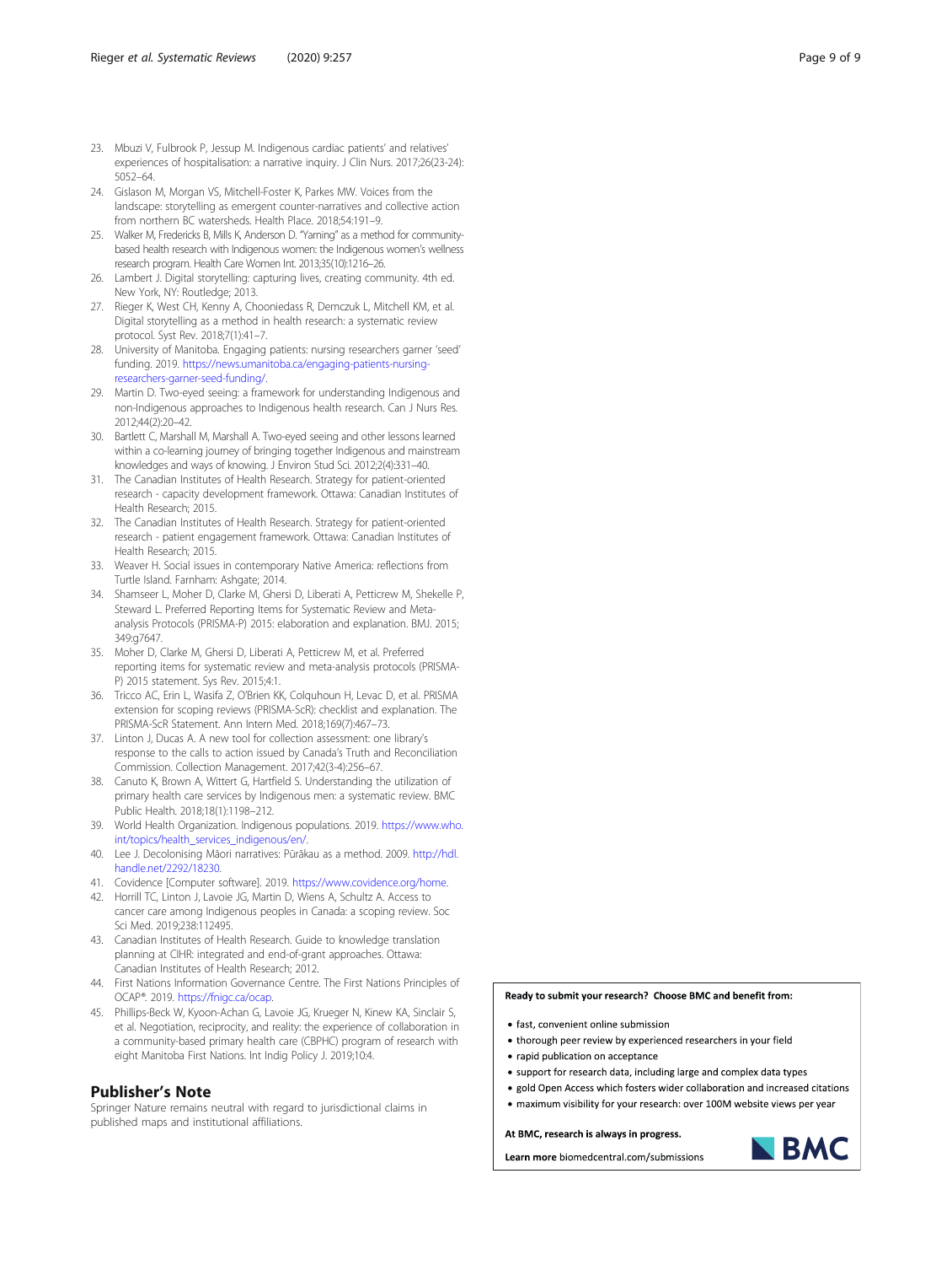23. Mbuzi V, Fulbrook P, Jessup M. Indigenous cardiac patients' and relatives' experiences of hospitalisation: a narrative inquiry. J Clin Nurs. 2017;26(23-24):5052–64.
24. Gislason M, Morgan VS, Mitchell-Foster K, Parkes MW. Voices from the landscape: storytelling as emergent counter-narratives and collective action from northern BC watersheds. Health Place. 2018;54:191–9.
25. Walker M, Fredericks B, Mills K, Anderson D. "Yarning" as a method for community-based health research with Indigenous women: the Indigenous women's wellness research program. Health Care Women Int. 2013;35(10):1216–26.
26. Lambert J. Digital storytelling: capturing lives, creating community. 4th ed. New York, NY: Routledge; 2013.
27. Rieger K, West CH, Kenny A, Chooniedass R, Demczuk L, Mitchell KM, et al. Digital storytelling as a method in health research: a systematic review protocol. Syst Rev. 2018;7(1):41–7.
28. University of Manitoba. Engaging patients: nursing researchers garner 'seed' funding. 2019. https://news.umanitoba.ca/engaging-patients-nursing-researchers-garner-seed-funding/.
29. Martin D. Two-eyed seeing: a framework for understanding Indigenous and non-Indigenous approaches to Indigenous health research. Can J Nurs Res. 2012;44(2):20–42.
30. Bartlett C, Marshall M, Marshall A. Two-eyed seeing and other lessons learned within a co-learning journey of bringing together Indigenous and mainstream knowledges and ways of knowing. J Environ Stud Sci. 2012;2(4):331–40.
31. The Canadian Institutes of Health Research. Strategy for patient-oriented research - capacity development framework. Ottawa: Canadian Institutes of Health Research; 2015.
32. The Canadian Institutes of Health Research. Strategy for patient-oriented research - patient engagement framework. Ottawa: Canadian Institutes of Health Research; 2015.
33. Weaver H. Social issues in contemporary Native America: reflections from Turtle Island. Farnham: Ashgate; 2014.
34. Shamseer L, Moher D, Clarke M, Ghersi D, Liberati A, Petticrew M, Shekelle P, Steward L. Preferred Reporting Items for Systematic Review and Meta-analysis Protocols (PRISMA-P) 2015: elaboration and explanation. BMJ. 2015;349:g7647.
35. Moher D, Clarke M, Ghersi D, Liberati A, Petticrew M, et al. Preferred reporting items for systematic review and meta-analysis protocols (PRISMA-P) 2015 statement. Sys Rev. 2015;4:1.
36. Tricco AC, Erin L, Wasifa Z, O'Brien KK, Colquhoun H, Levac D, et al. PRISMA extension for scoping reviews (PRISMA-ScR): checklist and explanation. The PRISMA-ScR Statement. Ann Intern Med. 2018;169(7):467–73.
37. Linton J, Ducas A. A new tool for collection assessment: one library's response to the calls to action issued by Canada's Truth and Reconciliation Commission. Collection Management. 2017;42(3-4):256–67.
38. Canuto K, Brown A, Wittert G, Hartfield S. Understanding the utilization of primary health care services by Indigenous men: a systematic review. BMC Public Health. 2018;18(1):1198–212.
39. World Health Organization. Indigenous populations. 2019. https://www.who.int/topics/health_services_indigenous/en/.
40. Lee J. Decolonising Māori narratives: Pūrākau as a method. 2009. http://hdl.handle.net/2292/18230.
41. Covidence [Computer software]. 2019. https://www.covidence.org/home.
42. Horrill TC, Linton J, Lavoie JG, Martin D, Wiens A, Schultz A. Access to cancer care among Indigenous peoples in Canada: a scoping review. Soc Sci Med. 2019;238:112495.
43. Canadian Institutes of Health Research. Guide to knowledge translation planning at CIHR: integrated and end-of-grant approaches. Ottawa: Canadian Institutes of Health Research; 2012.
44. First Nations Information Governance Centre. The First Nations Principles of OCAP®. 2019. https://fnigc.ca/ocap.
45. Phillips-Beck W, Kyoon-Achan G, Lavoie JG, Krueger N, Kinew KA, Sinclair S, et al. Negotiation, reciprocity, and reality: the experience of collaboration in a community-based primary health care (CBPHC) program of research with eight Manitoba First Nations. Int Indig Policy J. 2019;10:4.

## Publisher's Note

Springer Nature remains neutral with regard to jurisdictional claims in published maps and institutional affiliations.

**Ready to submit your research? Choose BMC and benefit from:**

- fast, convenient online submission
- thorough peer review by experienced researchers in your field
- rapid publication on acceptance
- support for research data, including large and complex data types
- gold Open Access which fosters wider collaboration and increased citations
- maximum visibility for your research: over 100M website views per year

**At BMC, research is always in progress.**

**Learn more** biomedcentral.com/submissions

BMC